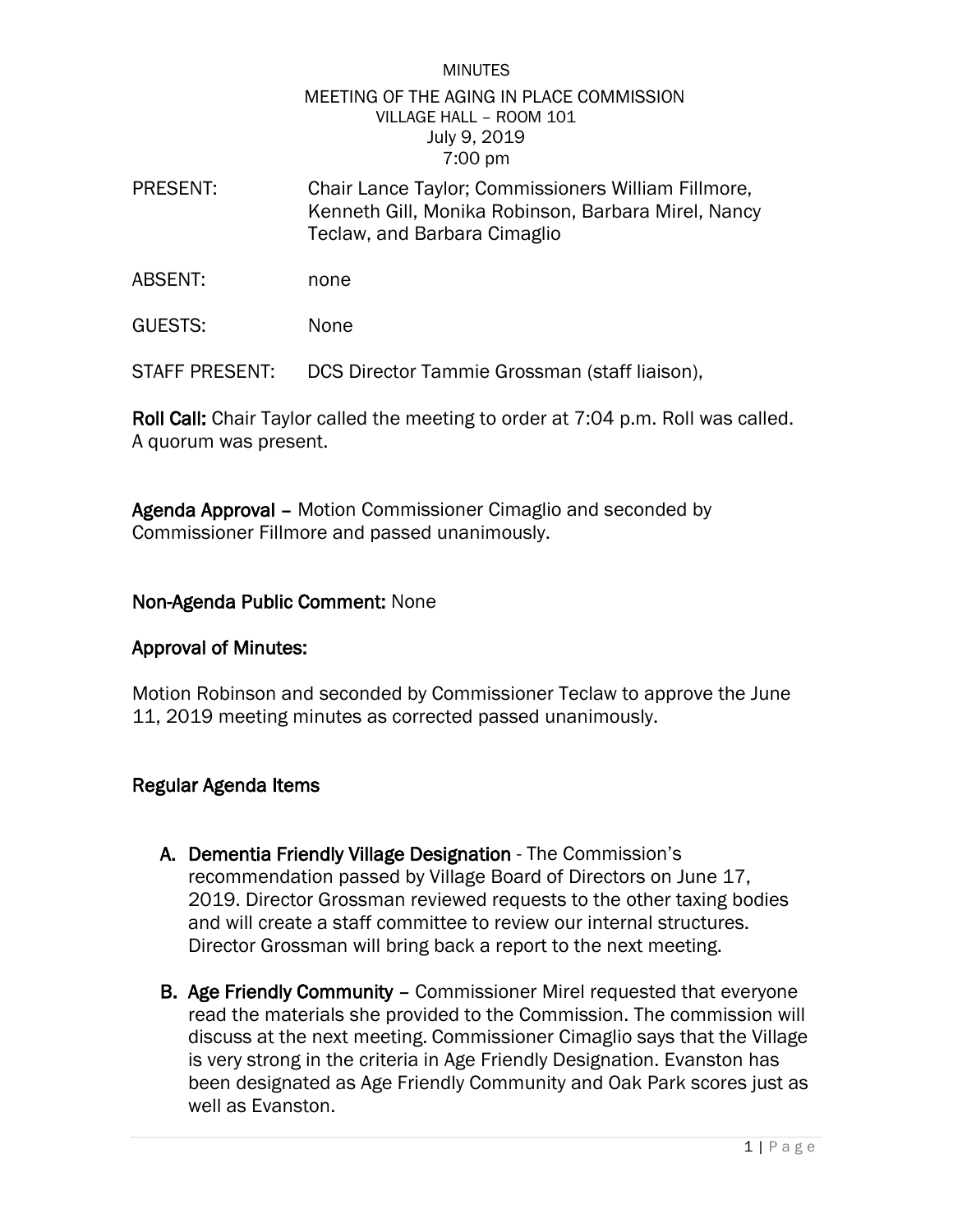MINUTES

MEETING OF THE AGING IN PLACE COMMISSION
VILLAGE HALL – ROOM 101
July 9, 2019
7:00 pm

PRESENT: Chair Lance Taylor; Commissioners William Fillmore, Kenneth Gill, Monika Robinson, Barbara Mirel, Nancy Teclaw, and Barbara Cimaglio

ABSENT: none

GUESTS: None

STAFF PRESENT: DCS Director Tammie Grossman (staff liaison),

**Roll Call:** Chair Taylor called the meeting to order at 7:04 p.m. Roll was called. A quorum was present.

**Agenda Approval –** Motion Commissioner Cimaglio and seconded by Commissioner Fillmore and passed unanimously.

**Non-Agenda Public Comment:** None

**Approval of Minutes:**

Motion Robinson and seconded by Commissioner Teclaw to approve the June 11, 2019 meeting minutes as corrected passed unanimously.

**Regular Agenda Items**

A. **Dementia Friendly Village Designation** - The Commission's recommendation passed by Village Board of Directors on June 17, 2019. Director Grossman reviewed requests to the other taxing bodies and will create a staff committee to review our internal structures. Director Grossman will bring back a report to the next meeting.

B. **Age Friendly Community** – Commissioner Mirel requested that everyone read the materials she provided to the Commission. The commission will discuss at the next meeting. Commissioner Cimaglio says that the Village is very strong in the criteria in Age Friendly Designation. Evanston has been designated as Age Friendly Community and Oak Park scores just as well as Evanston.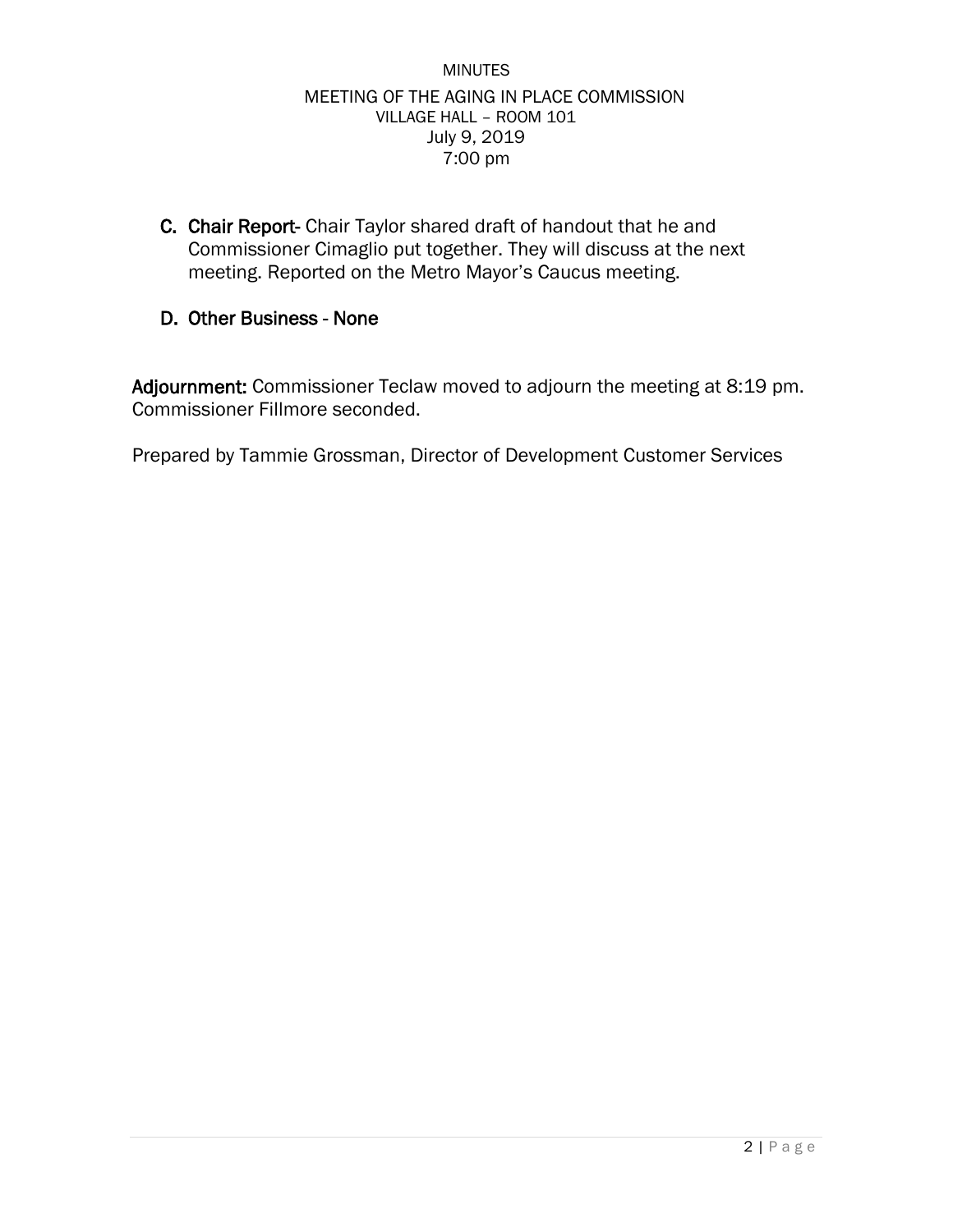MINUTES

MEETING OF THE AGING IN PLACE COMMISSION
VILLAGE HALL – ROOM 101
July 9, 2019
7:00 pm

C. **Chair Report-** Chair Taylor shared draft of handout that he and Commissioner Cimaglio put together. They will discuss at the next meeting. Reported on the Metro Mayor's Caucus meeting.

D. **Other Business - None**

**Adjournment:** Commissioner Teclaw moved to adjourn the meeting at 8:19 pm. Commissioner Fillmore seconded.

Prepared by Tammie Grossman, Director of Development Customer Services